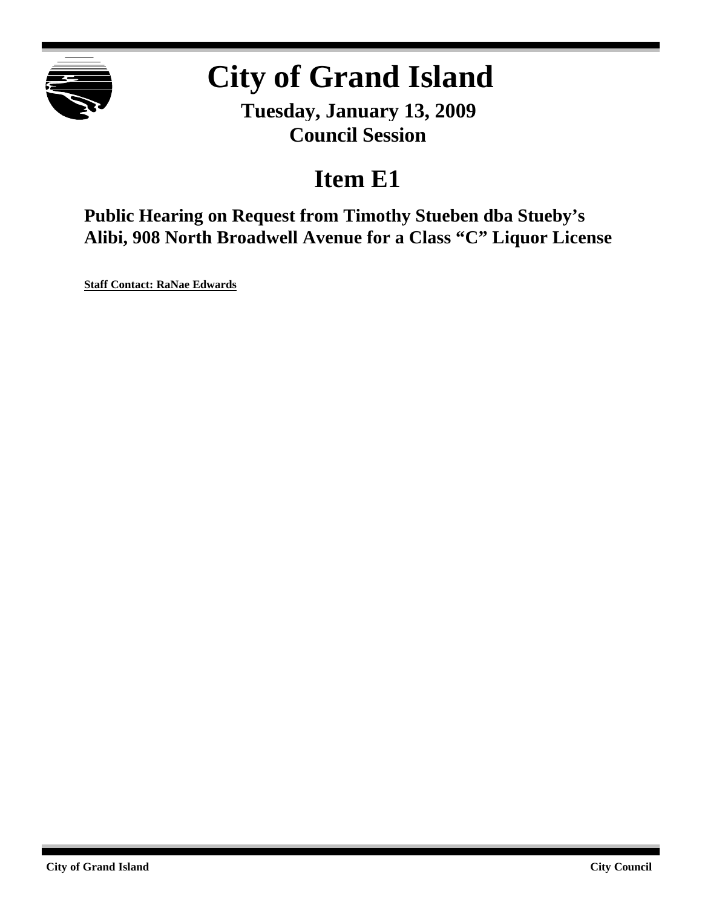# City of Grand Island

**Tuesday, January 13, 2009**
**Council Session**

## Item E1

### Public Hearing on Request from Timothy Stueben dba Stueby's Alibi, 908 North Broadwell Avenue for a Class "C" Liquor License

**Staff Contact: RaNae Edwards**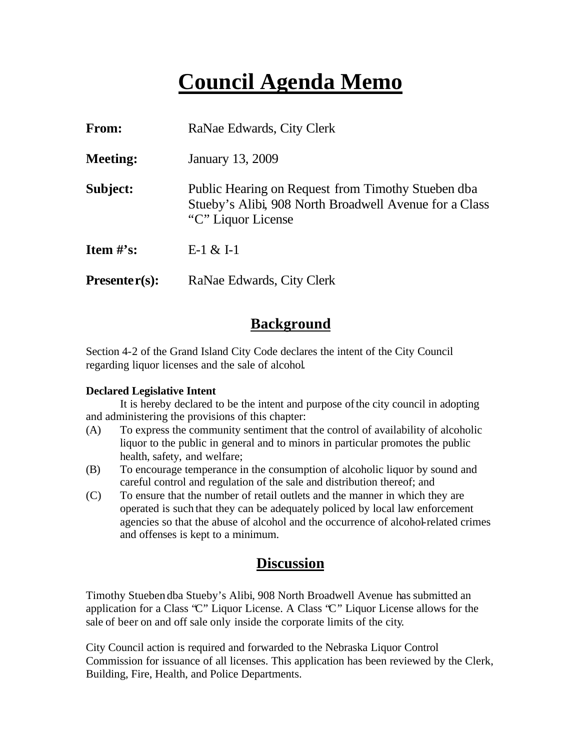# Council Agenda Memo

**From:** RaNae Edwards, City Clerk

**Meeting:** January 13, 2009

**Subject:** Public Hearing on Request from Timothy Stueben dba Stueby's Alibi, 908 North Broadwell Avenue for a Class "C" Liquor License

**Item #'s:** E-1 & I-1

**Presenter(s):** RaNae Edwards, City Clerk

## Background

Section 4-2 of the Grand Island City Code declares the intent of the City Council regarding liquor licenses and the sale of alcohol.

**Declared Legislative Intent**

It is hereby declared to be the intent and purpose of the city council in adopting and administering the provisions of this chapter:

(A) To express the community sentiment that the control of availability of alcoholic liquor to the public in general and to minors in particular promotes the public health, safety, and welfare;

(B) To encourage temperance in the consumption of alcoholic liquor by sound and careful control and regulation of the sale and distribution thereof; and

(C) To ensure that the number of retail outlets and the manner in which they are operated is such that they can be adequately policed by local law enforcement agencies so that the abuse of alcohol and the occurrence of alcohol-related crimes and offenses is kept to a minimum.

## Discussion

Timothy Stueben dba Stueby's Alibi, 908 North Broadwell Avenue has submitted an application for a Class "C" Liquor License. A Class "C" Liquor License allows for the sale of beer on and off sale only inside the corporate limits of the city.

City Council action is required and forwarded to the Nebraska Liquor Control Commission for issuance of all licenses. This application has been reviewed by the Clerk, Building, Fire, Health, and Police Departments.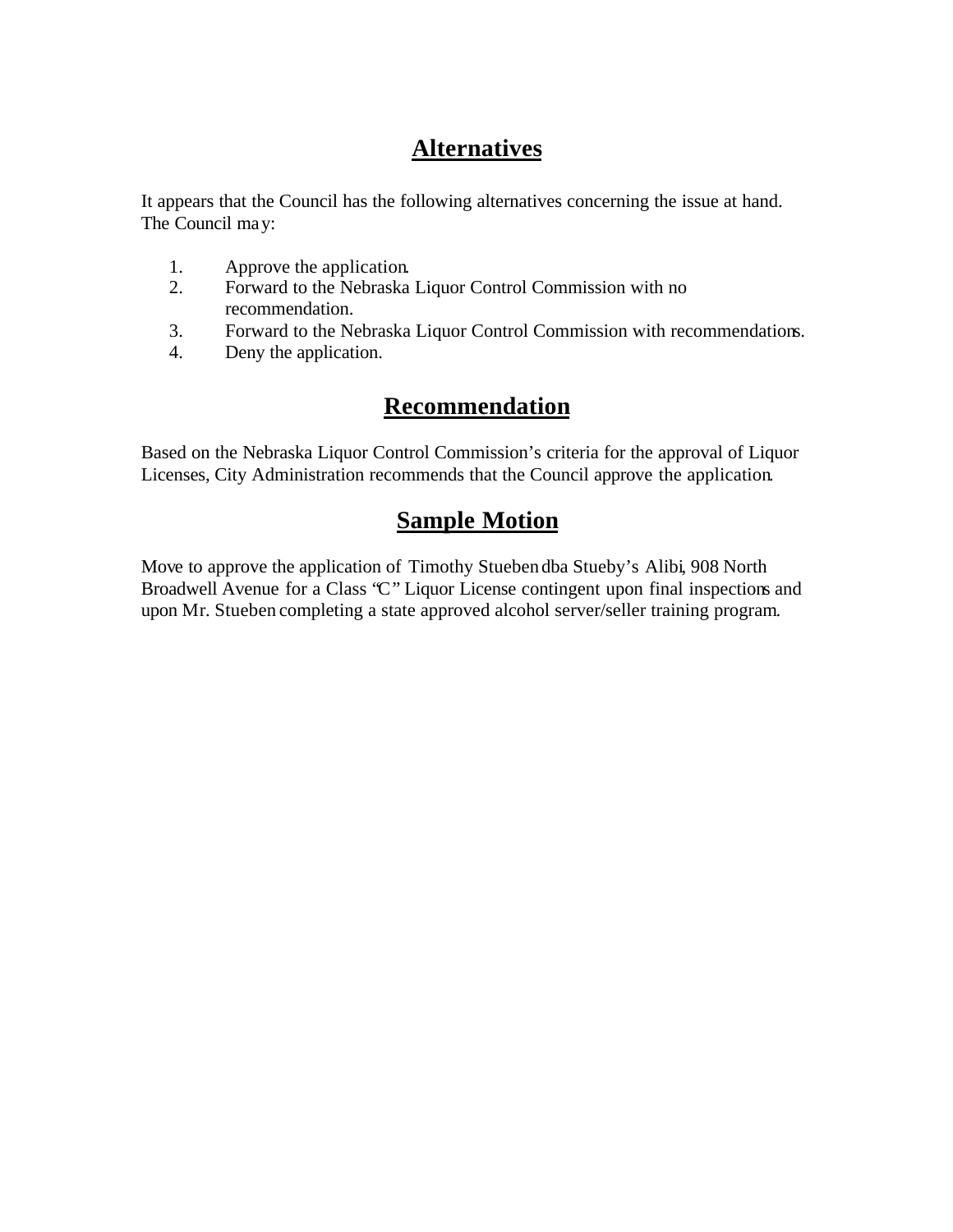## Alternatives

It appears that the Council has the following alternatives concerning the issue at hand. The Council may:

1. Approve the application.
2. Forward to the Nebraska Liquor Control Commission with no recommendation.
3. Forward to the Nebraska Liquor Control Commission with recommendations.
4. Deny the application.

## Recommendation

Based on the Nebraska Liquor Control Commission's criteria for the approval of Liquor Licenses, City Administration recommends that the Council approve the application.

## Sample Motion

Move to approve the application of Timothy Stueben dba Stueby's Alibi, 908 North Broadwell Avenue for a Class "C" Liquor License contingent upon final inspections and upon Mr. Stueben completing a state approved alcohol server/seller training program.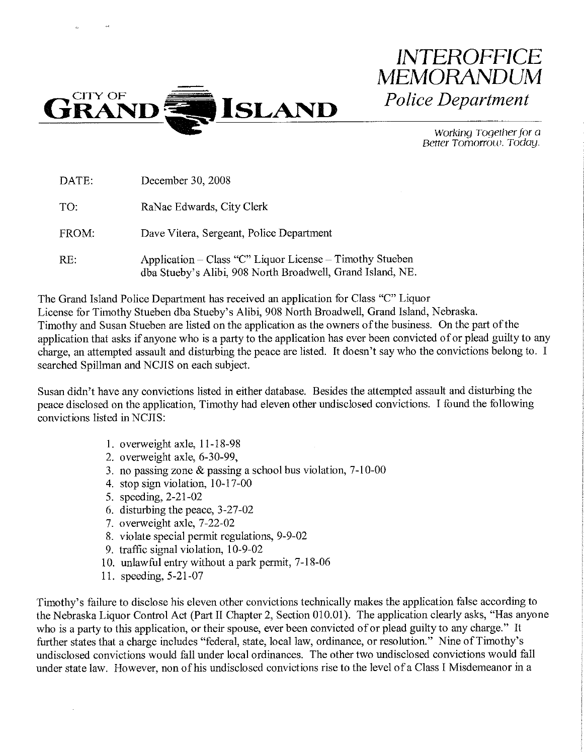# CITY OF GRAND ISLAND

# *INTEROFFICE MEMORANDUM*

## *Police Department*

*Working Together for a Better Tomorrow. Today.*

DATE: December 30, 2008

TO: RaNae Edwards, City Clerk

FROM: Dave Vitera, Sergeant, Police Department

RE: Application – Class "C" Liquor License – Timothy Stueben dba Stueby's Alibi, 908 North Broadwell, Grand Island, NE.

The Grand Island Police Department has received an application for Class "C" Liquor License for Timothy Stueben dba Stueby's Alibi, 908 North Broadwell, Grand Island, Nebraska. Timothy and Susan Stueben are listed on the application as the owners of the business. On the part of the application that asks if anyone who is a party to the application has ever been convicted of or plead guilty to any charge, an attempted assault and disturbing the peace are listed. It doesn't say who the convictions belong to. I searched Spillman and NCJIS on each subject.

Susan didn't have any convictions listed in either database. Besides the attempted assault and disturbing the peace disclosed on the application, Timothy had eleven other undisclosed convictions. I found the following convictions listed in NCJIS:

1. overweight axle, 11-18-98
2. overweight axle, 6-30-99,
3. no passing zone & passing a school bus violation, 7-10-00
4. stop sign violation, 10-17-00
5. speeding, 2-21-02
6. disturbing the peace, 3-27-02
7. overweight axle, 7-22-02
8. violate special permit regulations, 9-9-02
9. traffic signal violation, 10-9-02
10. unlawful entry without a park permit, 7-18-06
11. speeding, 5-21-07

Timothy's failure to disclose his eleven other convictions technically makes the application false according to the Nebraska Liquor Control Act (Part II Chapter 2, Section 010.01). The application clearly asks, "Has anyone who is a party to this application, or their spouse, ever been convicted of or plead guilty to any charge." It further states that a charge includes "federal, state, local law, ordinance, or resolution." Nine of Timothy's undisclosed convictions would fall under local ordinances. The other two undisclosed convictions would fall under state law. However, non of his undisclosed convictions rise to the level of a Class I Misdemeanor in a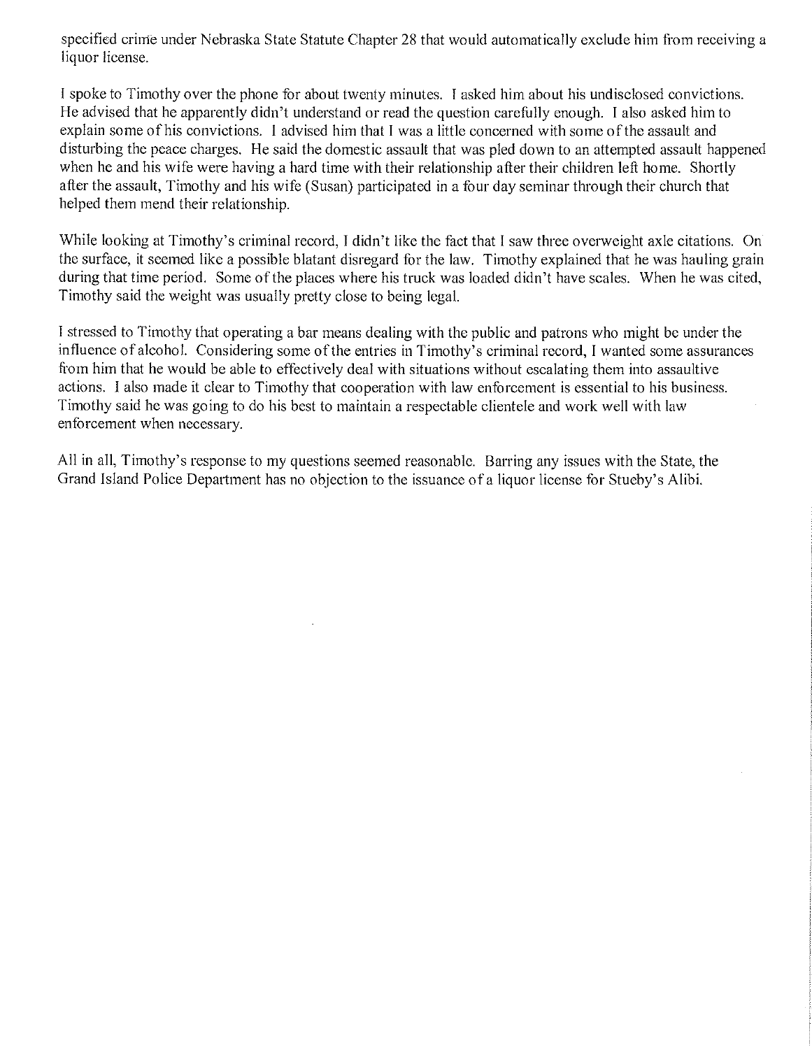specified crime under Nebraska State Statute Chapter 28 that would automatically exclude him from receiving a liquor license.

I spoke to Timothy over the phone for about twenty minutes. I asked him about his undisclosed convictions. He advised that he apparently didn't understand or read the question carefully enough. I also asked him to explain some of his convictions. I advised him that I was a little concerned with some of the assault and disturbing the peace charges. He said the domestic assault that was pled down to an attempted assault happened when he and his wife were having a hard time with their relationship after their children left home. Shortly after the assault, Timothy and his wife (Susan) participated in a four day seminar through their church that helped them mend their relationship.

While looking at Timothy's criminal record, I didn't like the fact that I saw three overweight axle citations. On the surface, it seemed like a possible blatant disregard for the law. Timothy explained that he was hauling grain during that time period. Some of the places where his truck was loaded didn't have scales. When he was cited, Timothy said the weight was usually pretty close to being legal.

I stressed to Timothy that operating a bar means dealing with the public and patrons who might be under the influence of alcohol. Considering some of the entries in Timothy's criminal record, I wanted some assurances from him that he would be able to effectively deal with situations without escalating them into assaultive actions. I also made it clear to Timothy that cooperation with law enforcement is essential to his business. Timothy said he was going to do his best to maintain a respectable clientele and work well with law enforcement when necessary.

All in all, Timothy's response to my questions seemed reasonable. Barring any issues with the State, the Grand Island Police Department has no objection to the issuance of a liquor license for Stueby's Alibi.